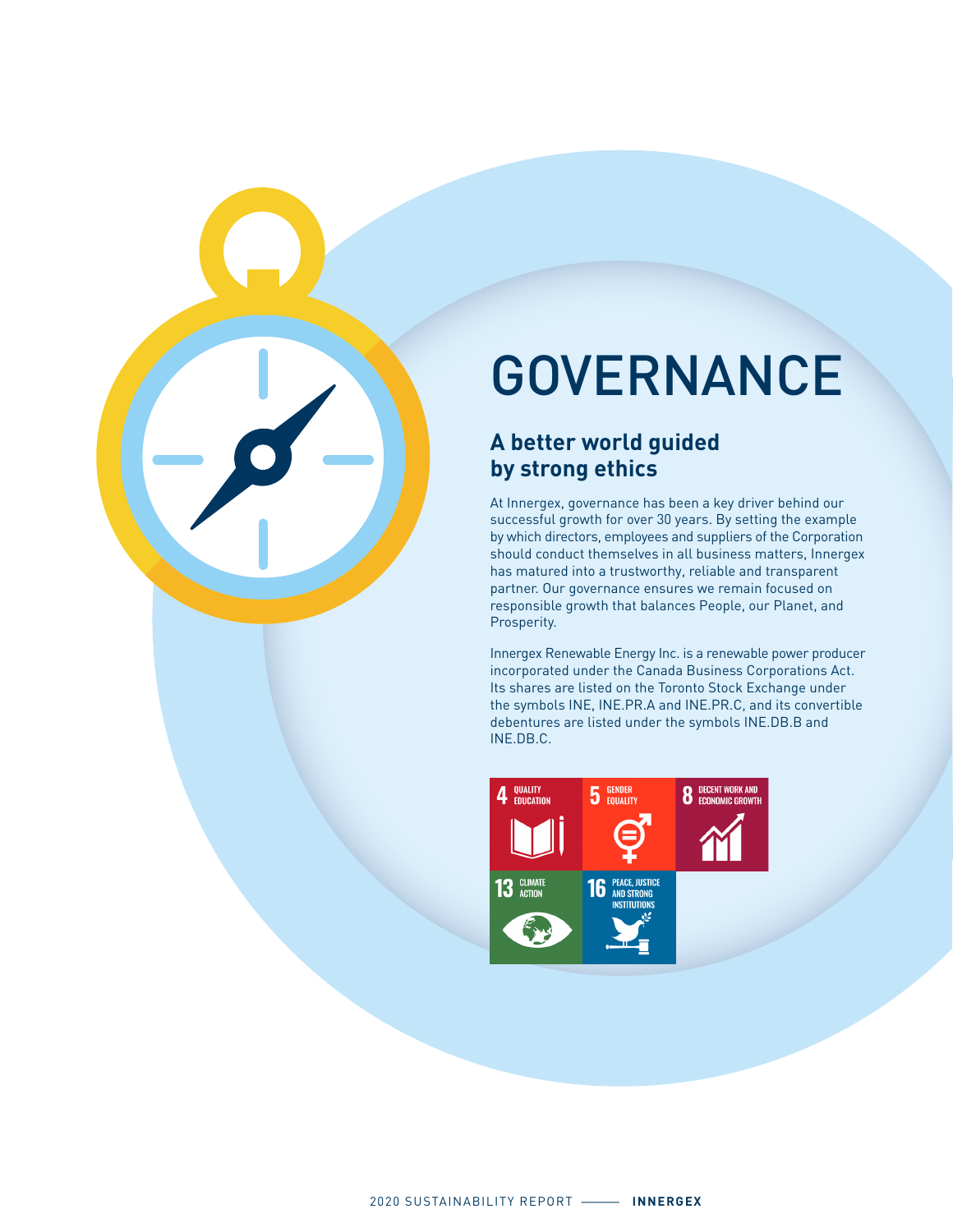# GOVERNANCE

## A better world guided by strong ethics

At Innergex, governance has been a key driver behind our successful growth for over 30 years. By setting the example by which directors, employees and suppliers of the Corporation should conduct themselves in all business matters, Innergex has matured into a trustworthy, reliable and transparent partner. Our governance ensures we remain focused on responsible growth that balances People, our Planet, and Prosperity.

Innergex Renewable Energy Inc. is a renewable power producer incorporated under the Canada Business Corporations Act. Its shares are listed on the Toronto Stock Exchange under the symbols INE, INE.PR.A and INE.PR.C, and its convertible debentures are listed under the symbols INE.DB.B and INE.DB.C.

4 QUALITY EDUCATION

5 GENDER EQUALITY

8 DECENT WORK AND ECONOMIC GROWTH

13 CLIMATE ACTION

16 PEACE, JUSTICE AND STRONG INSTITUTIONS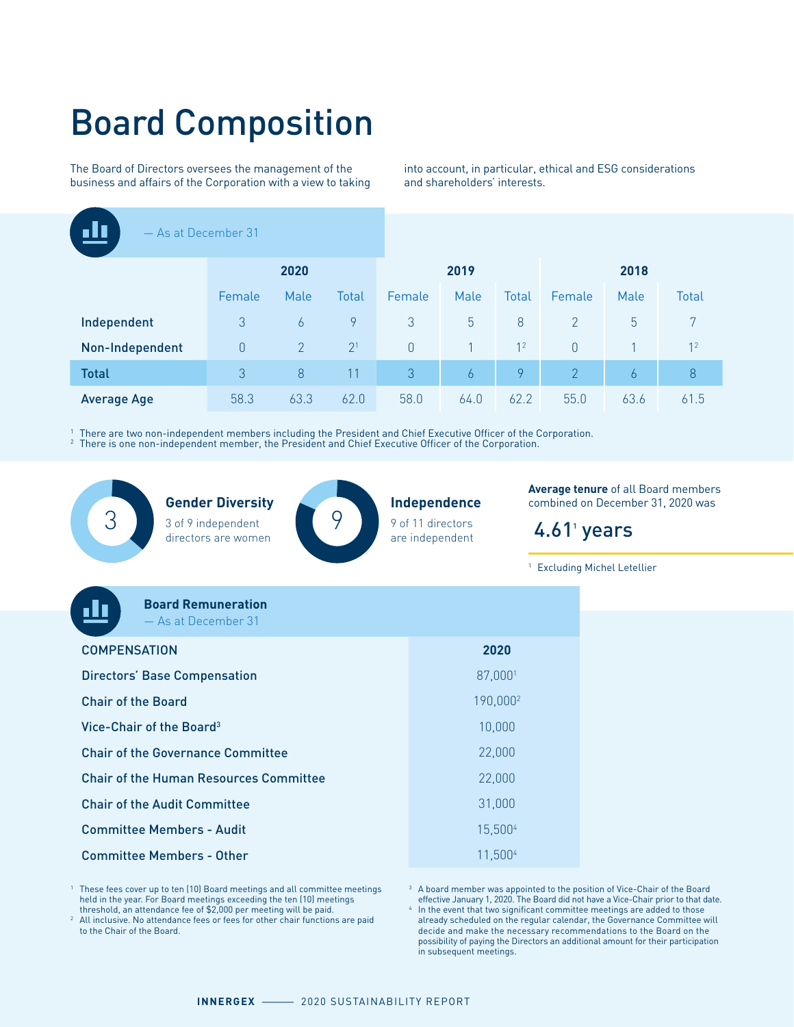# Board Composition

The Board of Directors oversees the management of the business and affairs of the Corporation with a view to taking into account, in particular, ethical and ESG considerations and shareholders' interests.

— As at December 31

| | 2020 | | | 2019 | | | 2018 | | |
|---|---|---|---|---|---|---|---|---|---|
| | Female | Male | Total | Female | Male | Total | Female | Male | Total |
| **Independent** | 3 | 6 | 9 | 3 | 5 | 8 | 2 | 5 | 7 |
| **Non-Independent** | 0 | 2 | 2[1] | 0 | 1 | 1[2] | 0 | 1 | 1[2] |
| **Total** | 3 | 8 | 11 | 3 | 6 | 9 | 2 | 6 | 8 |
| **Average Age** | 58.3 | 63.3 | 62.0 | 58.0 | 64.0 | 62.2 | 55.0 | 63.6 | 61.5 |

[1] There are two non-independent members including the President and Chief Executive Officer of the Corporation.
[2] There is one non-independent member, the President and Chief Executive Officer of the Corporation.

3

**Gender Diversity**

3 of 9 independent directors are women

9

**Independence**

9 of 11 directors are independent

**Average tenure** of all Board members combined on December 31, 2020 was

4.61[1] years

[1] Excluding Michel Letellier

**Board Remuneration**
— As at December 31

| COMPENSATION | 2020 |
|---|---|
| Directors' Base Compensation | 87,000[1] |
| Chair of the Board | 190,000[2] |
| Vice-Chair of the Board[3] | 10,000 |
| Chair of the Governance Committee | 22,000 |
| Chair of the Human Resources Committee | 22,000 |
| Chair of the Audit Committee | 31,000 |
| Committee Members - Audit | 15,500[4] |
| Committee Members - Other | 11,500[4] |

[1] These fees cover up to ten (10) Board meetings and all committee meetings held in the year. For Board meetings exceeding the ten (10) meetings threshold, an attendance fee of $2,000 per meeting will be paid.
[2] All inclusive. No attendance fees or fees for other chair functions are paid to the Chair of the Board.
[3] A board member was appointed to the position of Vice-Chair of the Board effective January 1, 2020. The Board did not have a Vice-Chair prior to that date.
[4] In the event that two significant committee meetings are added to those already scheduled on the regular calendar, the Governance Committee will decide and make the necessary recommendations to the Board on the possibility of paying the Directors an additional amount for their participation in subsequent meetings.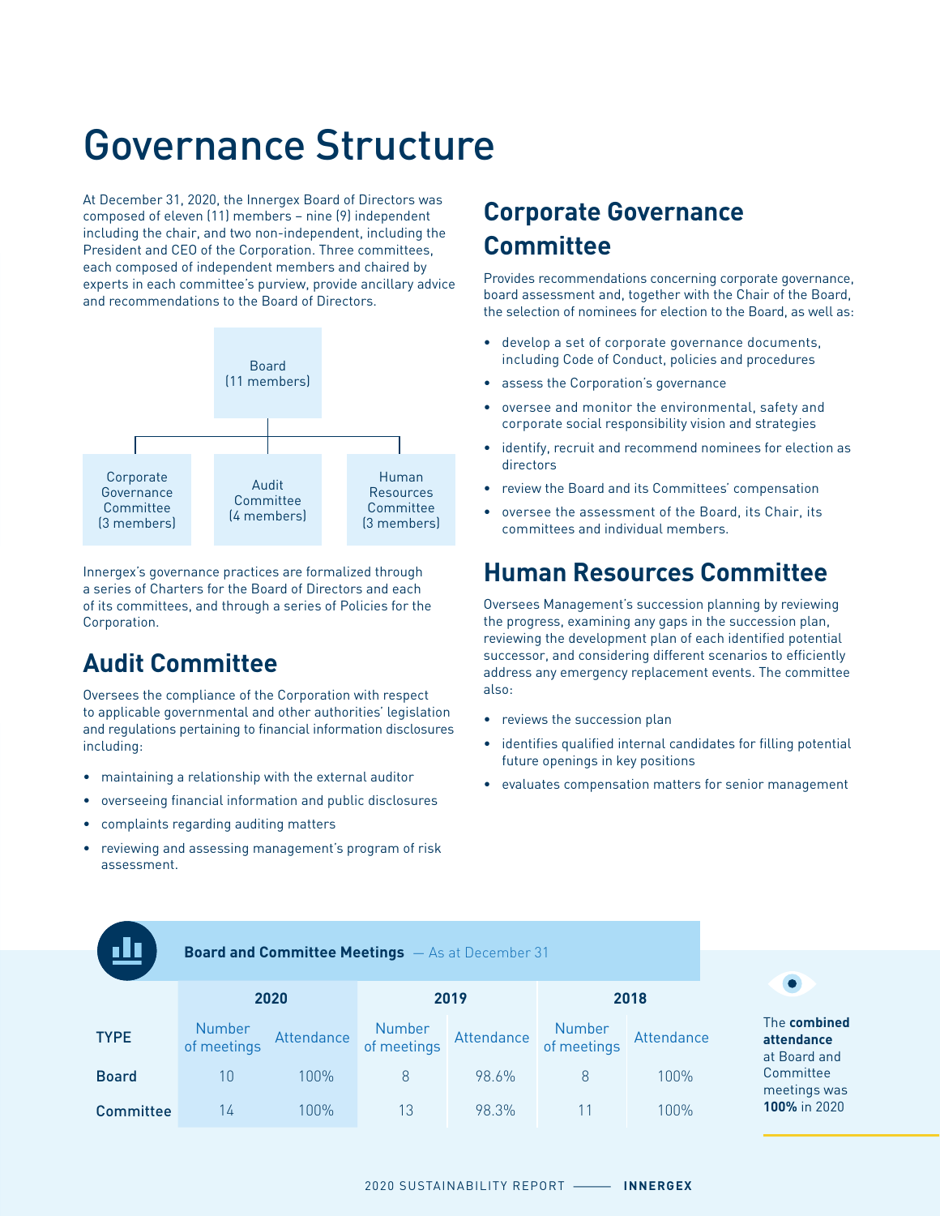# Governance Structure

At December 31, 2020, the Innergex Board of Directors was composed of eleven (11) members – nine (9) independent including the chair, and two non-independent, including the President and CEO of the Corporation. Three committees, each composed of independent members and chaired by experts in each committee's purview, provide ancillary advice and recommendations to the Board of Directors.

Board (11 members)

- Corporate Governance Committee (3 members)
- Audit Committee (4 members)
- Human Resources Committee (3 members)

Innergex's governance practices are formalized through a series of Charters for the Board of Directors and each of its committees, and through a series of Policies for the Corporation.

## Audit Committee

Oversees the compliance of the Corporation with respect to applicable governmental and other authorities' legislation and regulations pertaining to financial information disclosures including:

- maintaining a relationship with the external auditor
- overseeing financial information and public disclosures
- complaints regarding auditing matters
- reviewing and assessing management's program of risk assessment.

## Corporate Governance Committee

Provides recommendations concerning corporate governance, board assessment and, together with the Chair of the Board, the selection of nominees for election to the Board, as well as:

- develop a set of corporate governance documents, including Code of Conduct, policies and procedures
- assess the Corporation's governance
- oversee and monitor the environmental, safety and corporate social responsibility vision and strategies
- identify, recruit and recommend nominees for election as directors
- review the Board and its Committees' compensation
- oversee the assessment of the Board, its Chair, its committees and individual members.

## Human Resources Committee

Oversees Management's succession planning by reviewing the progress, examining any gaps in the succession plan, reviewing the development plan of each identified potential successor, and considering different scenarios to efficiently address any emergency replacement events. The committee also:

- reviews the succession plan
- identifies qualified internal candidates for filling potential future openings in key positions
- evaluates compensation matters for senior management

**Board and Committee Meetings** — As at December 31

| | 2020 | | 2019 | | 2018 | |
|---|---|---|---|---|---|---|
| TYPE | Number of meetings | Attendance | Number of meetings | Attendance | Number of meetings | Attendance |
| **Board** | 10 | 100% | 8 | 98.6% | 8 | 100% |
| **Committee** | 14 | 100% | 13 | 98.3% | 11 | 100% |

The **combined attendance** at Board and Committee meetings was **100%** in 2020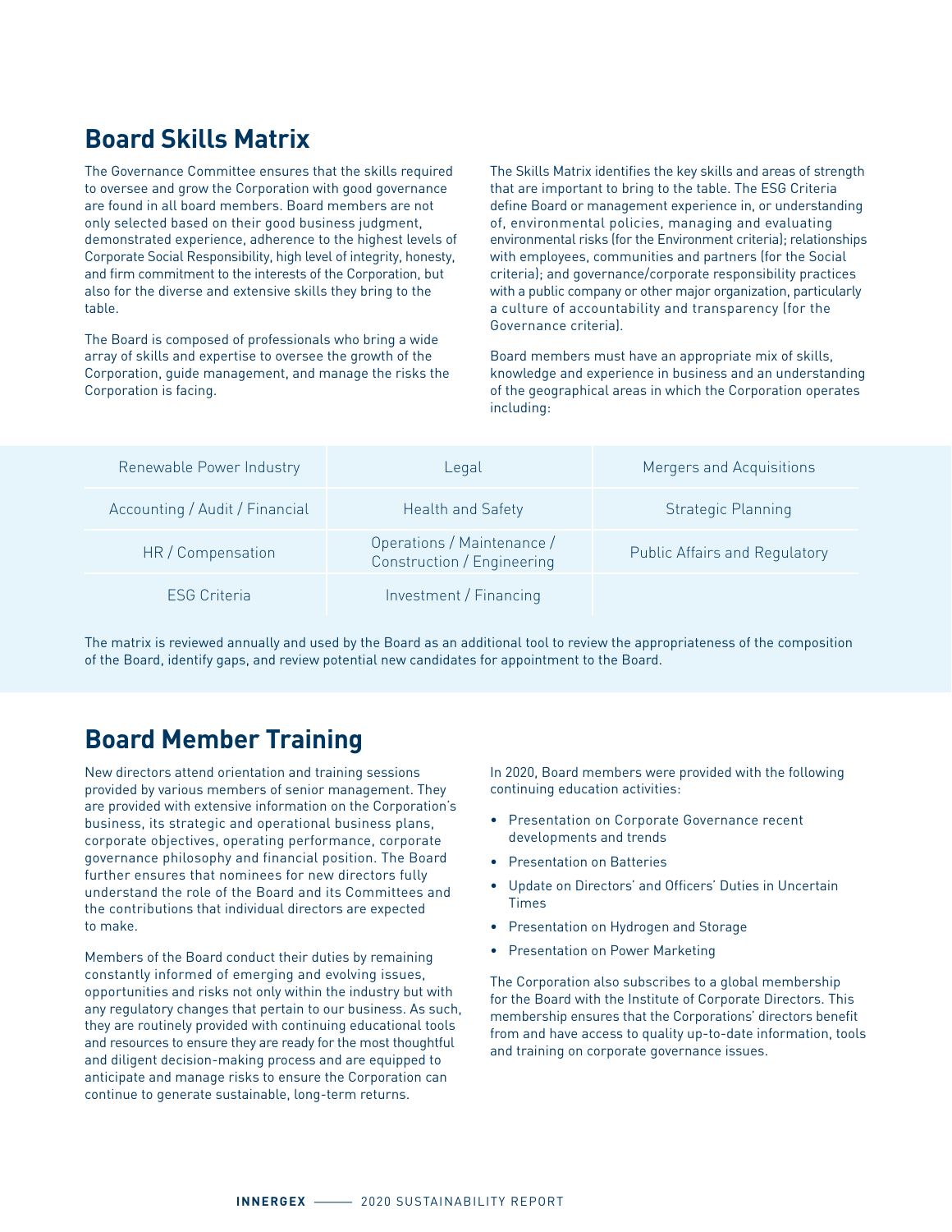## Board Skills Matrix

The Governance Committee ensures that the skills required to oversee and grow the Corporation with good governance are found in all board members. Board members are not only selected based on their good business judgment, demonstrated experience, adherence to the highest levels of Corporate Social Responsibility, high level of integrity, honesty, and firm commitment to the interests of the Corporation, but also for the diverse and extensive skills they bring to the table.

The Board is composed of professionals who bring a wide array of skills and expertise to oversee the growth of the Corporation, guide management, and manage the risks the Corporation is facing.

The Skills Matrix identifies the key skills and areas of strength that are important to bring to the table. The ESG Criteria define Board or management experience in, or understanding of, environmental policies, managing and evaluating environmental risks (for the Environment criteria); relationships with employees, communities and partners (for the Social criteria); and governance/corporate responsibility practices with a public company or other major organization, particularly a culture of accountability and transparency (for the Governance criteria).

Board members must have an appropriate mix of skills, knowledge and experience in business and an understanding of the geographical areas in which the Corporation operates including:

| | | |
|---|---|---|
| Renewable Power Industry | Legal | Mergers and Acquisitions |
| Accounting / Audit / Financial | Health and Safety | Strategic Planning |
| HR / Compensation | Operations / Maintenance / Construction / Engineering | Public Affairs and Regulatory |
| ESG Criteria | Investment / Financing | |

The matrix is reviewed annually and used by the Board as an additional tool to review the appropriateness of the composition of the Board, identify gaps, and review potential new candidates for appointment to the Board.

## Board Member Training

New directors attend orientation and training sessions provided by various members of senior management. They are provided with extensive information on the Corporation's business, its strategic and operational business plans, corporate objectives, operating performance, corporate governance philosophy and financial position. The Board further ensures that nominees for new directors fully understand the role of the Board and its Committees and the contributions that individual directors are expected to make.

Members of the Board conduct their duties by remaining constantly informed of emerging and evolving issues, opportunities and risks not only within the industry but with any regulatory changes that pertain to our business. As such, they are routinely provided with continuing educational tools and resources to ensure they are ready for the most thoughtful and diligent decision-making process and are equipped to anticipate and manage risks to ensure the Corporation can continue to generate sustainable, long-term returns.

In 2020, Board members were provided with the following continuing education activities:

- Presentation on Corporate Governance recent developments and trends
- Presentation on Batteries
- Update on Directors' and Officers' Duties in Uncertain Times
- Presentation on Hydrogen and Storage
- Presentation on Power Marketing

The Corporation also subscribes to a global membership for the Board with the Institute of Corporate Directors. This membership ensures that the Corporations' directors benefit from and have access to quality up-to-date information, tools and training on corporate governance issues.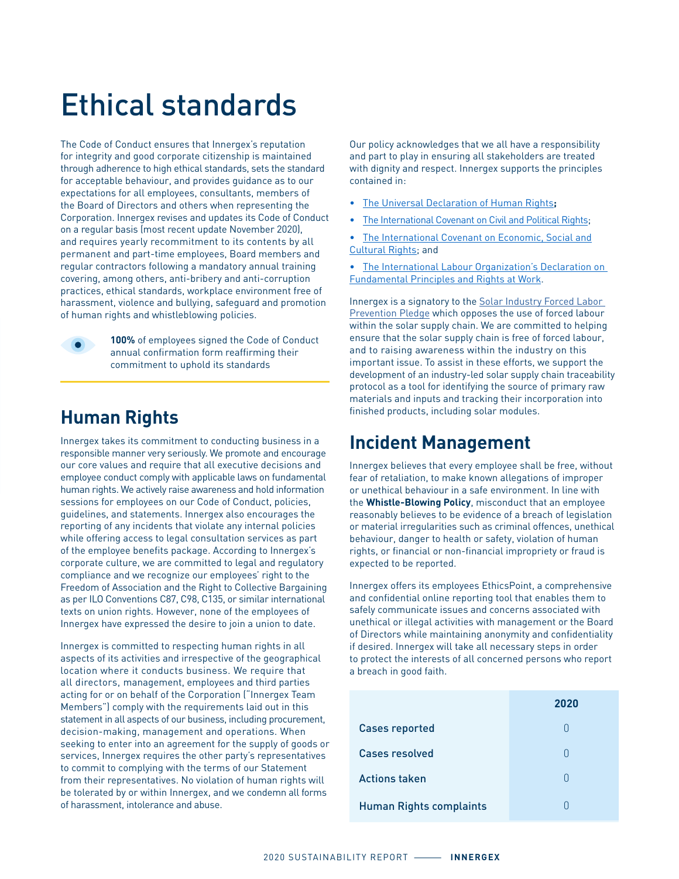# Ethical standards

The Code of Conduct ensures that Innergex's reputation for integrity and good corporate citizenship is maintained through adherence to high ethical standards, sets the standard for acceptable behaviour, and provides guidance as to our expectations for all employees, consultants, members of the Board of Directors and others when representing the Corporation. Innergex revises and updates its Code of Conduct on a regular basis (most recent update November 2020), and requires yearly recommitment to its contents by all permanent and part-time employees, Board members and regular contractors following a mandatory annual training covering, among others, anti-bribery and anti-corruption practices, ethical standards, workplace environment free of harassment, violence and bullying, safeguard and promotion of human rights and whistleblowing policies.

**100%** of employees signed the Code of Conduct annual confirmation form reaffirming their commitment to uphold its standards

## Human Rights

Innergex takes its commitment to conducting business in a responsible manner very seriously. We promote and encourage our core values and require that all executive decisions and employee conduct comply with applicable laws on fundamental human rights. We actively raise awareness and hold information sessions for employees on our Code of Conduct, policies, guidelines, and statements. Innergex also encourages the reporting of any incidents that violate any internal policies while offering access to legal consultation services as part of the employee benefits package. According to Innergex's corporate culture, we are committed to legal and regulatory compliance and we recognize our employees' right to the Freedom of Association and the Right to Collective Bargaining as per ILO Conventions C87, C98, C135, or similar international texts on union rights. However, none of the employees of Innergex have expressed the desire to join a union to date.

Innergex is committed to respecting human rights in all aspects of its activities and irrespective of the geographical location where it conducts business. We require that all directors, management, employees and third parties acting for or on behalf of the Corporation ("Innergex Team Members") comply with the requirements laid out in this statement in all aspects of our business, including procurement, decision-making, management and operations. When seeking to enter into an agreement for the supply of goods or services, Innergex requires the other party's representatives to commit to complying with the terms of our Statement from their representatives. No violation of human rights will be tolerated by or within Innergex, and we condemn all forms of harassment, intolerance and abuse.

Our policy acknowledges that we all have a responsibility and part to play in ensuring all stakeholders are treated with dignity and respect. Innergex supports the principles contained in:

- The Universal Declaration of Human Rights;
- The International Covenant on Civil and Political Rights;
- The International Covenant on Economic, Social and Cultural Rights; and
- The International Labour Organization's Declaration on Fundamental Principles and Rights at Work.

Innergex is a signatory to the Solar Industry Forced Labor Prevention Pledge which opposes the use of forced labour within the solar supply chain. We are committed to helping ensure that the solar supply chain is free of forced labour, and to raising awareness within the industry on this important issue. To assist in these efforts, we support the development of an industry-led solar supply chain traceability protocol as a tool for identifying the source of primary raw materials and inputs and tracking their incorporation into finished products, including solar modules.

## Incident Management

Innergex believes that every employee shall be free, without fear of retaliation, to make known allegations of improper or unethical behaviour in a safe environment. In line with the **Whistle-Blowing Policy**, misconduct that an employee reasonably believes to be evidence of a breach of legislation or material irregularities such as criminal offences, unethical behaviour, danger to health or safety, violation of human rights, or financial or non-financial impropriety or fraud is expected to be reported.

Innergex offers its employees EthicsPoint, a comprehensive and confidential online reporting tool that enables them to safely communicate issues and concerns associated with unethical or illegal activities with management or the Board of Directors while maintaining anonymity and confidentiality if desired. Innergex will take all necessary steps in order to protect the interests of all concerned persons who report a breach in good faith.

| | 2020 |
|---|---|
| Cases reported | 0 |
| Cases resolved | 0 |
| Actions taken | 0 |
| Human Rights complaints | 0 |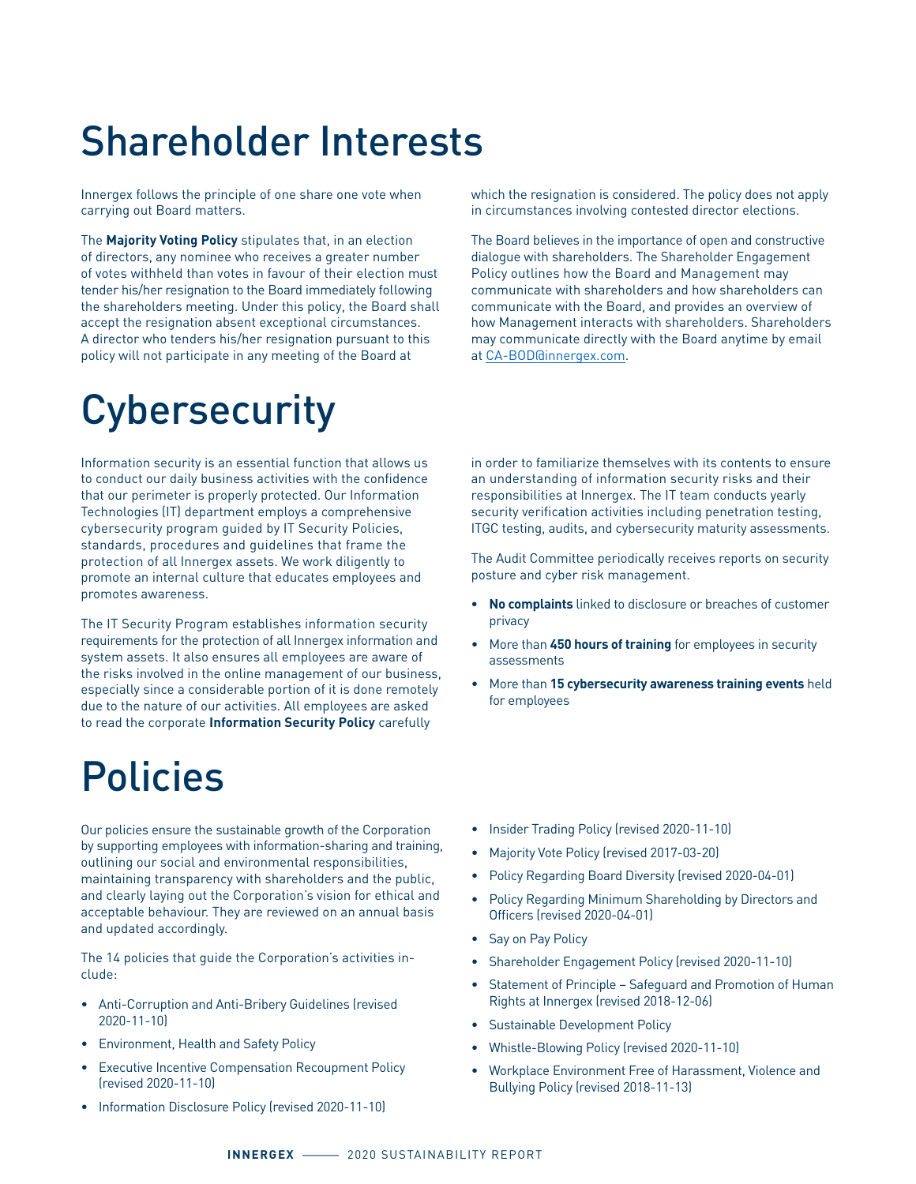# Shareholder Interests

Innergex follows the principle of one share one vote when carrying out Board matters.

The **Majority Voting Policy** stipulates that, in an election of directors, any nominee who receives a greater number of votes withheld than votes in favour of their election must tender his/her resignation to the Board immediately following the shareholders meeting. Under this policy, the Board shall accept the resignation absent exceptional circumstances. A director who tenders his/her resignation pursuant to this policy will not participate in any meeting of the Board at which the resignation is considered. The policy does not apply in circumstances involving contested director elections.

The Board believes in the importance of open and constructive dialogue with shareholders. The Shareholder Engagement Policy outlines how the Board and Management may communicate with shareholders and how shareholders can communicate with the Board, and provides an overview of how Management interacts with shareholders. Shareholders may communicate directly with the Board anytime by email at CA-BOD@innergex.com.

# Cybersecurity

Information security is an essential function that allows us to conduct our daily business activities with the confidence that our perimeter is properly protected. Our Information Technologies (IT) department employs a comprehensive cybersecurity program guided by IT Security Policies, standards, procedures and guidelines that frame the protection of all Innergex assets. We work diligently to promote an internal culture that educates employees and promotes awareness.

The IT Security Program establishes information security requirements for the protection of all Innergex information and system assets. It also ensures all employees are aware of the risks involved in the online management of our business, especially since a considerable portion of it is done remotely due to the nature of our activities. All employees are asked to read the corporate **Information Security Policy** carefully in order to familiarize themselves with its contents to ensure an understanding of information security risks and their responsibilities at Innergex. The IT team conducts yearly security verification activities including penetration testing, ITGC testing, audits, and cybersecurity maturity assessments.

The Audit Committee periodically receives reports on security posture and cyber risk management.

- **No complaints** linked to disclosure or breaches of customer privacy
- More than **450 hours of training** for employees in security assessments
- More than **15 cybersecurity awareness training events** held for employees

# Policies

Our policies ensure the sustainable growth of the Corporation by supporting employees with information-sharing and training, outlining our social and environmental responsibilities, maintaining transparency with shareholders and the public, and clearly laying out the Corporation's vision for ethical and acceptable behaviour. They are reviewed on an annual basis and updated accordingly.

The 14 policies that guide the Corporation's activities include:

- Anti-Corruption and Anti-Bribery Guidelines (revised 2020-11-10)
- Environment, Health and Safety Policy
- Executive Incentive Compensation Recoupment Policy (revised 2020-11-10)
- Information Disclosure Policy (revised 2020-11-10)
- Insider Trading Policy (revised 2020-11-10)
- Majority Vote Policy (revised 2017-03-20)
- Policy Regarding Board Diversity (revised 2020-04-01)
- Policy Regarding Minimum Shareholding by Directors and Officers (revised 2020-04-01)
- Say on Pay Policy
- Shareholder Engagement Policy (revised 2020-11-10)
- Statement of Principle – Safeguard and Promotion of Human Rights at Innergex (revised 2018-12-06)
- Sustainable Development Policy
- Whistle-Blowing Policy (revised 2020-11-10)
- Workplace Environment Free of Harassment, Violence and Bullying Policy (revised 2018-11-13)